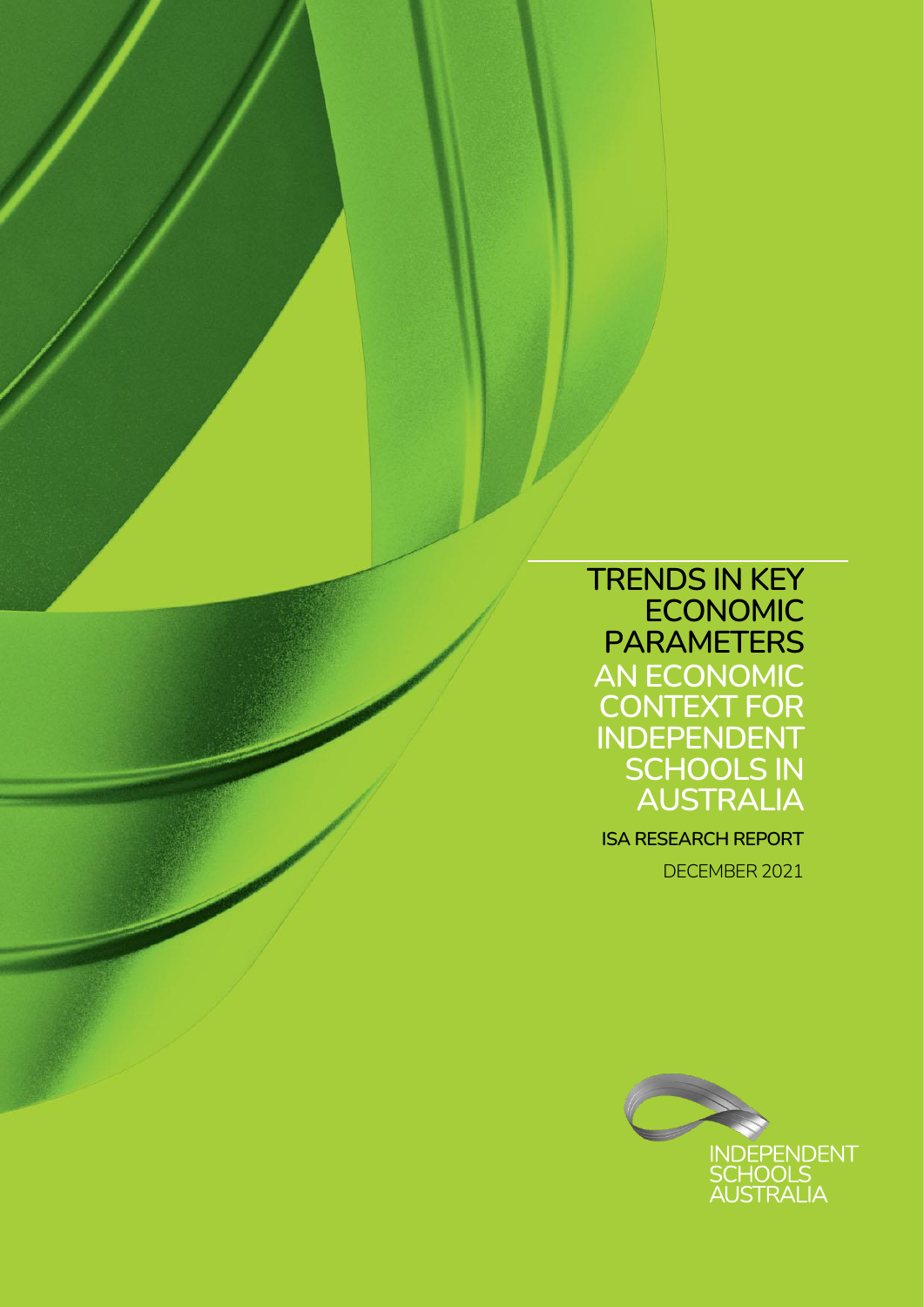# TRENDS IN KEY ECONOMIC PARAMETERS

## AN ECONOMIC CONTEXT FOR INDEPENDENT SCHOOLS IN AUSTRALIA

**ISA RESEARCH REPORT**

DECEMBER 2021

INDEPENDENT SCHOOLS AUSTRALIA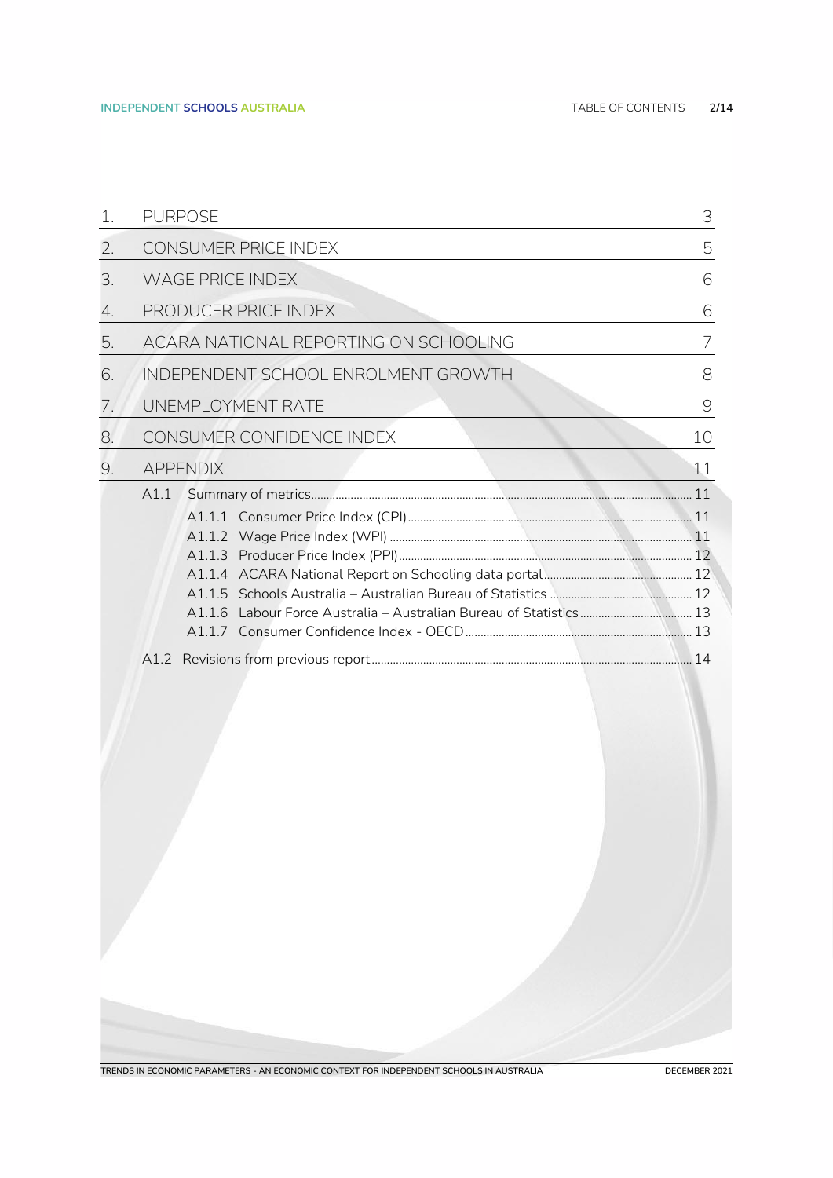| | | |
|---|---|---|
| 1. | PURPOSE | 3 |
| 2. | CONSUMER PRICE INDEX | 5 |
| 3. | WAGE PRICE INDEX | 6 |
| 4. | PRODUCER PRICE INDEX | 6 |
| 5. | ACARA NATIONAL REPORTING ON SCHOOLING | 7 |
| 6. | INDEPENDENT SCHOOL ENROLMENT GROWTH | 8 |
| 7. | UNEMPLOYMENT RATE | 9 |
| 8. | CONSUMER CONFIDENCE INDEX | 10 |
| 9. | APPENDIX | 11 |

- A1.1 Summary of metrics ... 11
  - A1.1.1 Consumer Price Index (CPI) ... 11
  - A1.1.2 Wage Price Index (WPI) ... 11
  - A1.1.3 Producer Price Index (PPI) ... 12
  - A1.1.4 ACARA National Report on Schooling data portal ... 12
  - A1.1.5 Schools Australia – Australian Bureau of Statistics ... 12
  - A1.1.6 Labour Force Australia – Australian Bureau of Statistics ... 13
  - A1.1.7 Consumer Confidence Index - OECD ... 13
- A1.2 Revisions from previous report ... 14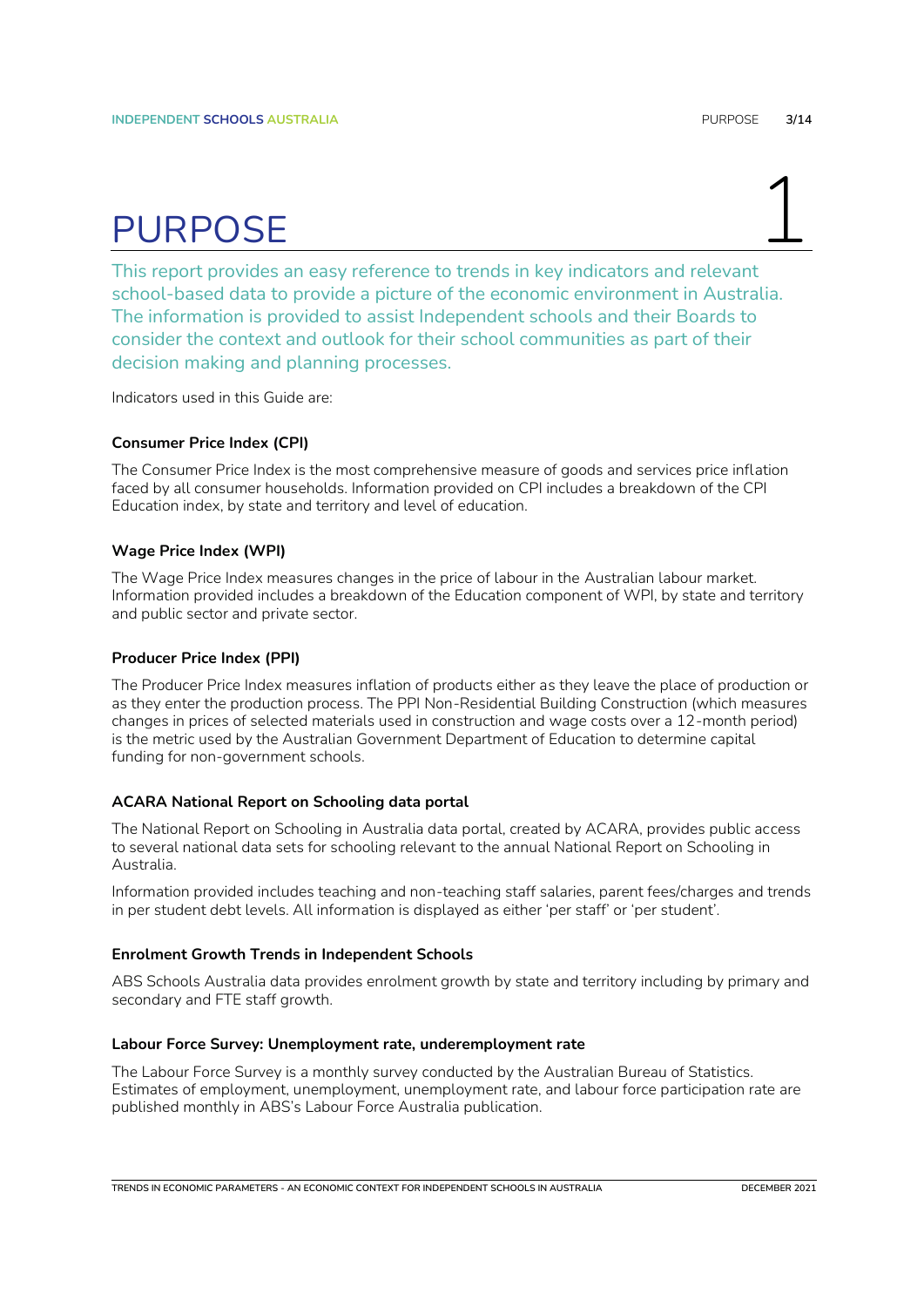# PURPOSE

1

This report provides an easy reference to trends in key indicators and relevant school-based data to provide a picture of the economic environment in Australia. The information is provided to assist Independent schools and their Boards to consider the context and outlook for their school communities as part of their decision making and planning processes.

Indicators used in this Guide are:

**Consumer Price Index (CPI)**

The Consumer Price Index is the most comprehensive measure of goods and services price inflation faced by all consumer households. Information provided on CPI includes a breakdown of the CPI Education index, by state and territory and level of education.

**Wage Price Index (WPI)**

The Wage Price Index measures changes in the price of labour in the Australian labour market. Information provided includes a breakdown of the Education component of WPI, by state and territory and public sector and private sector.

**Producer Price Index (PPI)**

The Producer Price Index measures inflation of products either as they leave the place of production or as they enter the production process. The PPI Non-Residential Building Construction (which measures changes in prices of selected materials used in construction and wage costs over a 12-month period) is the metric used by the Australian Government Department of Education to determine capital funding for non-government schools.

**ACARA National Report on Schooling data portal**

The National Report on Schooling in Australia data portal, created by ACARA, provides public access to several national data sets for schooling relevant to the annual National Report on Schooling in Australia.

Information provided includes teaching and non-teaching staff salaries, parent fees/charges and trends in per student debt levels. All information is displayed as either 'per staff' or 'per student'.

**Enrolment Growth Trends in Independent Schools**

ABS Schools Australia data provides enrolment growth by state and territory including by primary and secondary and FTE staff growth.

**Labour Force Survey: Unemployment rate, underemployment rate**

The Labour Force Survey is a monthly survey conducted by the Australian Bureau of Statistics. Estimates of employment, unemployment, unemployment rate, and labour force participation rate are published monthly in ABS's Labour Force Australia publication.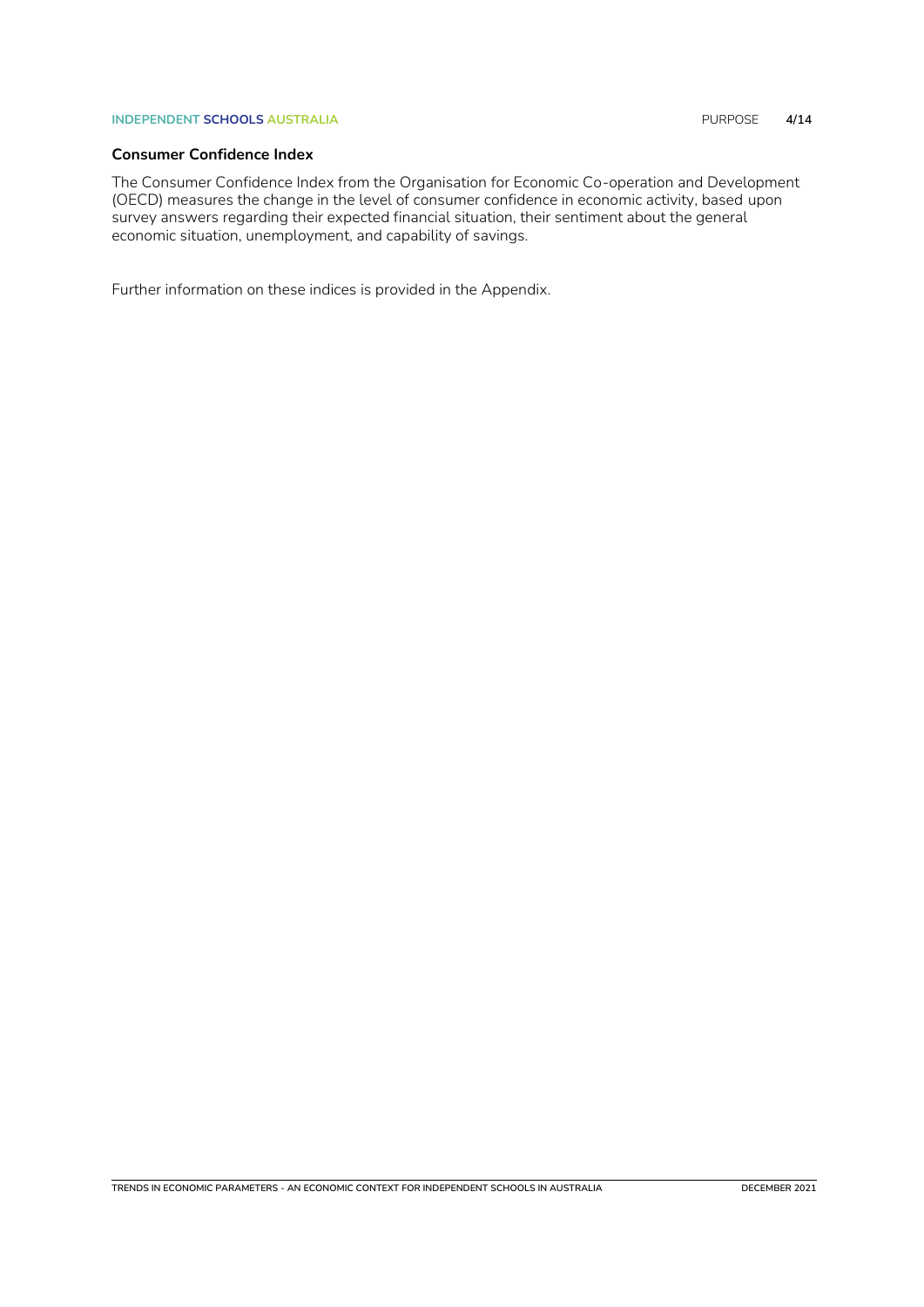### Consumer Confidence Index

The Consumer Confidence Index from the Organisation for Economic Co-operation and Development (OECD) measures the change in the level of consumer confidence in economic activity, based upon survey answers regarding their expected financial situation, their sentiment about the general economic situation, unemployment, and capability of savings.

Further information on these indices is provided in the Appendix.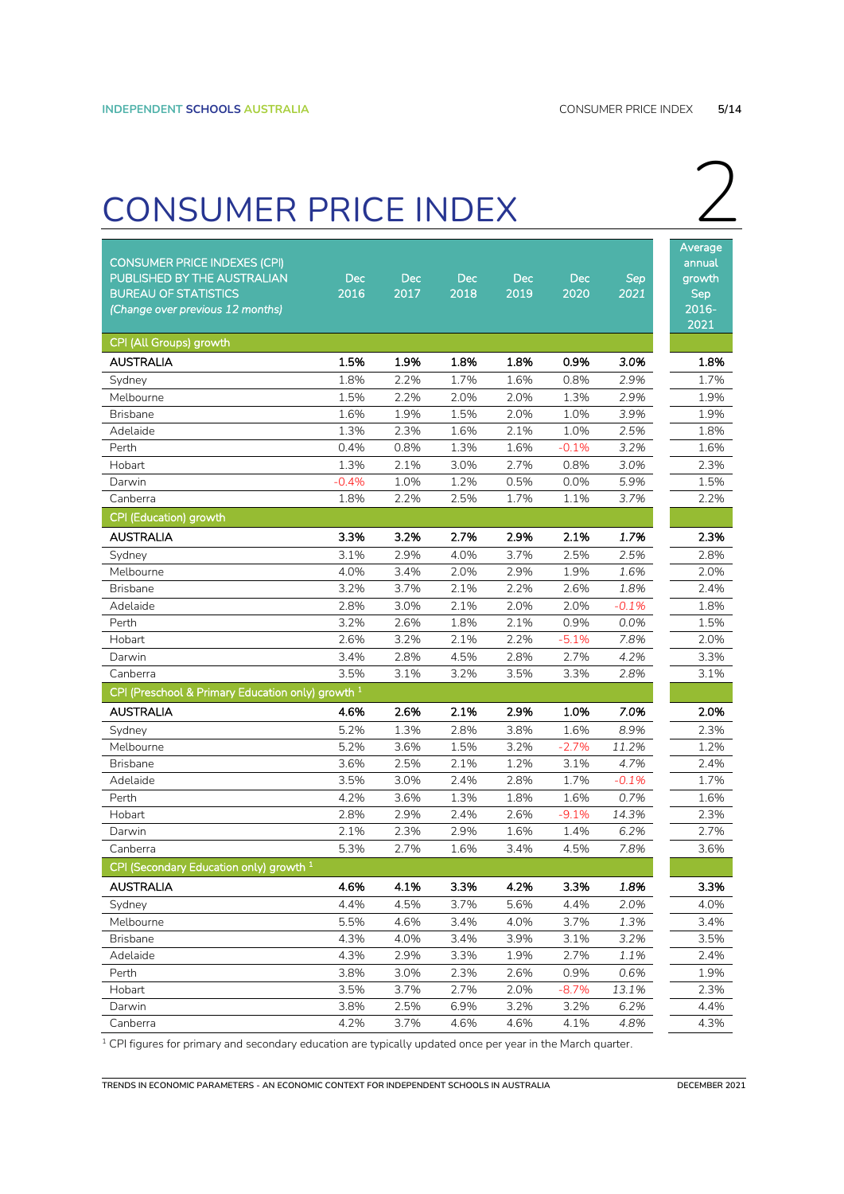# CONSUMER PRICE INDEX

2

| CONSUMER PRICE INDEXES (CPI) PUBLISHED BY THE AUSTRALIAN BUREAU OF STATISTICS *(Change over previous 12 months)* | Dec 2016 | Dec 2017 | Dec 2018 | Dec 2019 | Dec 2020 | *Sep 2021* | Average annual growth Sep 2016-2021 |
|---|---|---|---|---|---|---|---|
| CPI (All Groups) growth | | | | | | | |
| **AUSTRALIA** | **1.5%** | **1.9%** | **1.8%** | **1.8%** | **0.9%** | ***3.0%*** | **1.8%** |
| Sydney | 1.8% | 2.2% | 1.7% | 1.6% | 0.8% | *2.9%* | 1.7% |
| Melbourne | 1.5% | 2.2% | 2.0% | 2.0% | 1.3% | *2.9%* | 1.9% |
| Brisbane | 1.6% | 1.9% | 1.5% | 2.0% | 1.0% | *3.9%* | 1.9% |
| Adelaide | 1.3% | 2.3% | 1.6% | 2.1% | 1.0% | *2.5%* | 1.8% |
| Perth | 0.4% | 0.8% | 1.3% | 1.6% | -0.1% | *3.2%* | 1.6% |
| Hobart | 1.3% | 2.1% | 3.0% | 2.7% | 0.8% | *3.0%* | 2.3% |
| Darwin | -0.4% | 1.0% | 1.2% | 0.5% | 0.0% | *5.9%* | 1.5% |
| Canberra | 1.8% | 2.2% | 2.5% | 1.7% | 1.1% | *3.7%* | 2.2% |
| CPI (Education) growth | | | | | | | |
| **AUSTRALIA** | **3.3%** | **3.2%** | **2.7%** | **2.9%** | **2.1%** | ***1.7%*** | **2.3%** |
| Sydney | 3.1% | 2.9% | 4.0% | 3.7% | 2.5% | *2.5%* | 2.8% |
| Melbourne | 4.0% | 3.4% | 2.0% | 2.9% | 1.9% | *1.6%* | 2.0% |
| Brisbane | 3.2% | 3.7% | 2.1% | 2.2% | 2.6% | *1.8%* | 2.4% |
| Adelaide | 2.8% | 3.0% | 2.1% | 2.0% | 2.0% | *-0.1%* | 1.8% |
| Perth | 3.2% | 2.6% | 1.8% | 2.1% | 0.9% | *0.0%* | 1.5% |
| Hobart | 2.6% | 3.2% | 2.1% | 2.2% | -5.1% | *7.8%* | 2.0% |
| Darwin | 3.4% | 2.8% | 4.5% | 2.8% | 2.7% | *4.2%* | 3.3% |
| Canberra | 3.5% | 3.1% | 3.2% | 3.5% | 3.3% | *2.8%* | 3.1% |
| CPI (Preschool & Primary Education only) growth [1] | | | | | | | |
| **AUSTRALIA** | **4.6%** | **2.6%** | **2.1%** | **2.9%** | **1.0%** | ***7.0%*** | **2.0%** |
| Sydney | 5.2% | 1.3% | 2.8% | 3.8% | 1.6% | *8.9%* | 2.3% |
| Melbourne | 5.2% | 3.6% | 1.5% | 3.2% | -2.7% | *11.2%* | 1.2% |
| Brisbane | 3.6% | 2.5% | 2.1% | 1.2% | 3.1% | *4.7%* | 2.4% |
| Adelaide | 3.5% | 3.0% | 2.4% | 2.8% | 1.7% | *-0.1%* | 1.7% |
| Perth | 4.2% | 3.6% | 1.3% | 1.8% | 1.6% | *0.7%* | 1.6% |
| Hobart | 2.8% | 2.9% | 2.4% | 2.6% | -9.1% | *14.3%* | 2.3% |
| Darwin | 2.1% | 2.3% | 2.9% | 1.6% | 1.4% | *6.2%* | 2.7% |
| Canberra | 5.3% | 2.7% | 1.6% | 3.4% | 4.5% | *7.8%* | 3.6% |
| CPI (Secondary Education only) growth [1] | | | | | | | |
| **AUSTRALIA** | **4.6%** | **4.1%** | **3.3%** | **4.2%** | **3.3%** | ***1.8%*** | **3.3%** |
| Sydney | 4.4% | 4.5% | 3.7% | 5.6% | 4.4% | *2.0%* | 4.0% |
| Melbourne | 5.5% | 4.6% | 3.4% | 4.0% | 3.7% | *1.3%* | 3.4% |
| Brisbane | 4.3% | 4.0% | 3.4% | 3.9% | 3.1% | *3.2%* | 3.5% |
| Adelaide | 4.3% | 2.9% | 3.3% | 1.9% | 2.7% | *1.1%* | 2.4% |
| Perth | 3.8% | 3.0% | 2.3% | 2.6% | 0.9% | *0.6%* | 1.9% |
| Hobart | 3.5% | 3.7% | 2.7% | 2.0% | -8.7% | *13.1%* | 2.3% |
| Darwin | 3.8% | 2.5% | 6.9% | 3.2% | 3.2% | *6.2%* | 4.4% |
| Canberra | 4.2% | 3.7% | 4.6% | 4.6% | 4.1% | *4.8%* | 4.3% |

[1] CPI figures for primary and secondary education are typically updated once per year in the March quarter.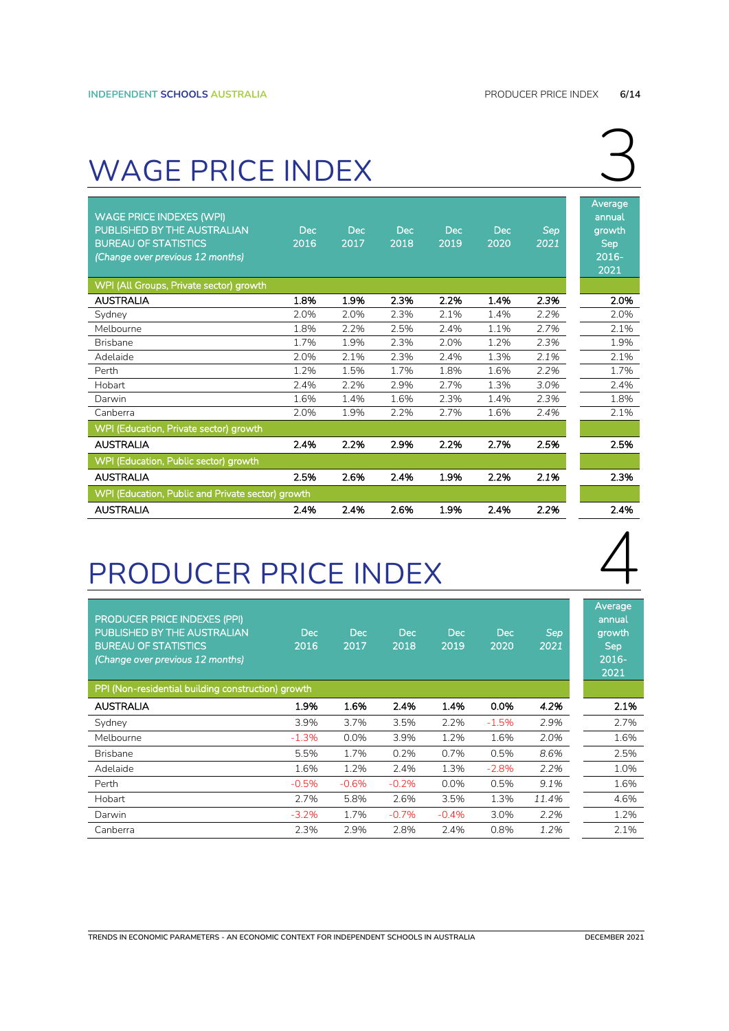# 3 WAGE PRICE INDEX

| WAGE PRICE INDEXES (WPI) PUBLISHED BY THE AUSTRALIAN BUREAU OF STATISTICS *(Change over previous 12 months)* | Dec 2016 | Dec 2017 | Dec 2018 | Dec 2019 | Dec 2020 | *Sep 2021* | Average annual growth Sep 2016-2021 |
|---|---|---|---|---|---|---|---|
| WPI (All Groups, Private sector) growth | | | | | | | |
| **AUSTRALIA** | **1.8%** | **1.9%** | **2.3%** | **2.2%** | **1.4%** | ***2.3%*** | **2.0%** |
| Sydney | 2.0% | 2.0% | 2.3% | 2.1% | 1.4% | *2.2%* | 2.0% |
| Melbourne | 1.8% | 2.2% | 2.5% | 2.4% | 1.1% | *2.7%* | 2.1% |
| Brisbane | 1.7% | 1.9% | 2.3% | 2.0% | 1.2% | *2.3%* | 1.9% |
| Adelaide | 2.0% | 2.1% | 2.3% | 2.4% | 1.3% | *2.1%* | 2.1% |
| Perth | 1.2% | 1.5% | 1.7% | 1.8% | 1.6% | *2.2%* | 1.7% |
| Hobart | 2.4% | 2.2% | 2.9% | 2.7% | 1.3% | *3.0%* | 2.4% |
| Darwin | 1.6% | 1.4% | 1.6% | 2.3% | 1.4% | *2.3%* | 1.8% |
| Canberra | 2.0% | 1.9% | 2.2% | 2.7% | 1.6% | *2.4%* | 2.1% |
| WPI (Education, Private sector) growth | | | | | | | |
| **AUSTRALIA** | **2.4%** | **2.2%** | **2.9%** | **2.2%** | **2.7%** | ***2.5%*** | **2.5%** |
| WPI (Education, Public sector) growth | | | | | | | |
| **AUSTRALIA** | **2.5%** | **2.6%** | **2.4%** | **1.9%** | **2.2%** | ***2.1%*** | **2.3%** |
| WPI (Education, Public and Private sector) growth | | | | | | | |
| **AUSTRALIA** | **2.4%** | **2.4%** | **2.6%** | **1.9%** | **2.4%** | ***2.2%*** | **2.4%** |

# 4 PRODUCER PRICE INDEX

| PRODUCER PRICE INDEXES (PPI) PUBLISHED BY THE AUSTRALIAN BUREAU OF STATISTICS *(Change over previous 12 months)* | Dec 2016 | Dec 2017 | Dec 2018 | Dec 2019 | Dec 2020 | *Sep 2021* | Average annual growth Sep 2016-2021 |
|---|---|---|---|---|---|---|---|
| PPI (Non-residential building construction) growth | | | | | | | |
| **AUSTRALIA** | **1.9%** | **1.6%** | **2.4%** | **1.4%** | **0.0%** | ***4.2%*** | **2.1%** |
| Sydney | 3.9% | 3.7% | 3.5% | 2.2% | -1.5% | *2.9%* | 2.7% |
| Melbourne | -1.3% | 0.0% | 3.9% | 1.2% | 1.6% | *2.0%* | 1.6% |
| Brisbane | 5.5% | 1.7% | 0.2% | 0.7% | 0.5% | *8.6%* | 2.5% |
| Adelaide | 1.6% | 1.2% | 2.4% | 1.3% | -2.8% | *2.2%* | 1.0% |
| Perth | -0.5% | -0.6% | -0.2% | 0.0% | 0.5% | *9.1%* | 1.6% |
| Hobart | 2.7% | 5.8% | 2.6% | 3.5% | 1.3% | *11.4%* | 4.6% |
| Darwin | -3.2% | 1.7% | -0.7% | -0.4% | 3.0% | *2.2%* | 1.2% |
| Canberra | 2.3% | 2.9% | 2.8% | 2.4% | 0.8% | *1.2%* | 2.1% |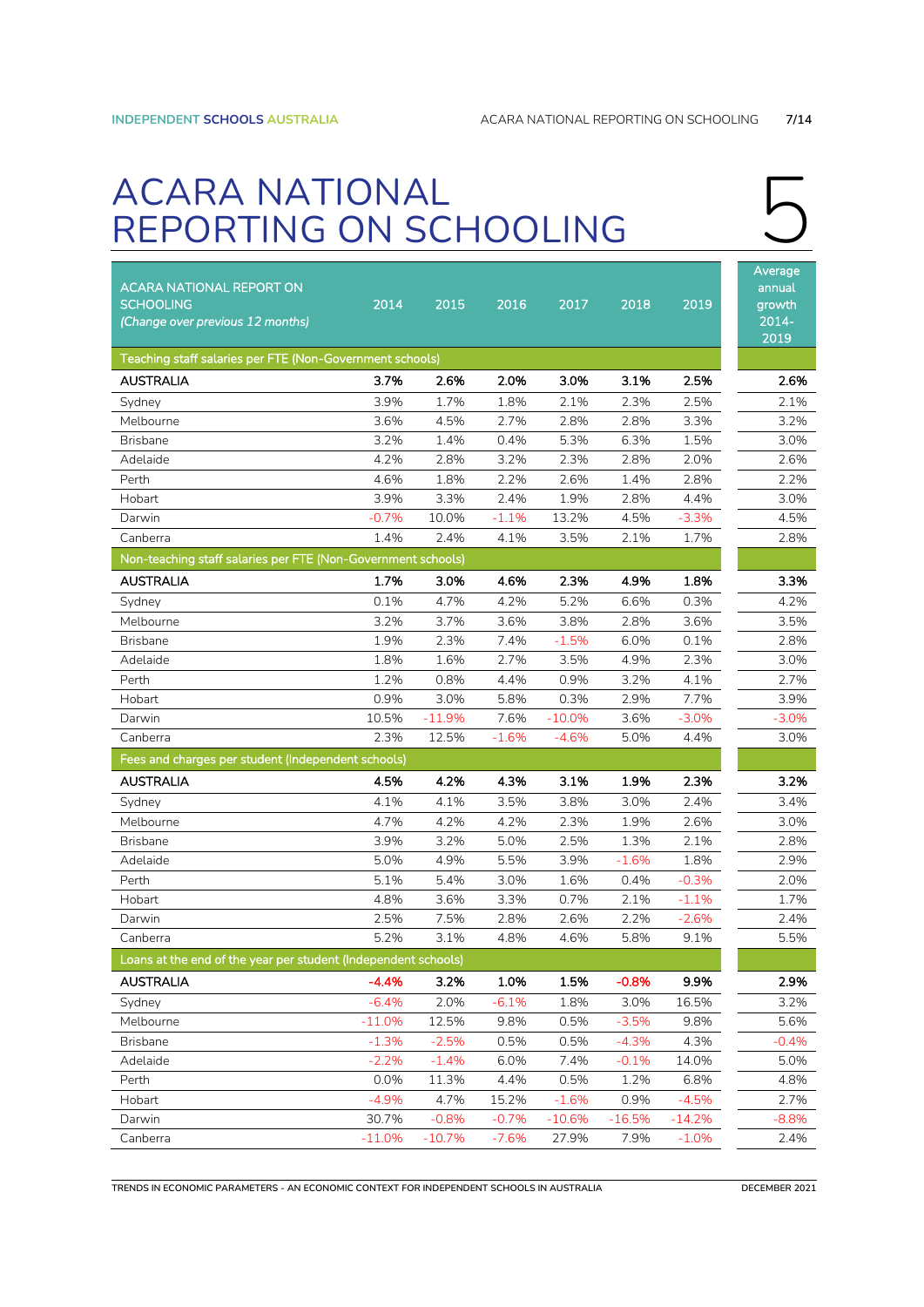# ACARA NATIONAL REPORTING ON SCHOOLING

5

| ACARA NATIONAL REPORT ON SCHOOLING *(Change over previous 12 months)* | 2014 | 2015 | 2016 | 2017 | 2018 | 2019 | Average annual growth 2014-2019 |
|---|---|---|---|---|---|---|---|
| Teaching staff salaries per FTE (Non-Government schools) | | | | | | | |
| **AUSTRALIA** | **3.7%** | **2.6%** | **2.0%** | **3.0%** | **3.1%** | **2.5%** | **2.6%** |
| Sydney | 3.9% | 1.7% | 1.8% | 2.1% | 2.3% | 2.5% | 2.1% |
| Melbourne | 3.6% | 4.5% | 2.7% | 2.8% | 2.8% | 3.3% | 3.2% |
| Brisbane | 3.2% | 1.4% | 0.4% | 5.3% | 6.3% | 1.5% | 3.0% |
| Adelaide | 4.2% | 2.8% | 3.2% | 2.3% | 2.8% | 2.0% | 2.6% |
| Perth | 4.6% | 1.8% | 2.2% | 2.6% | 1.4% | 2.8% | 2.2% |
| Hobart | 3.9% | 3.3% | 2.4% | 1.9% | 2.8% | 4.4% | 3.0% |
| Darwin | -0.7% | 10.0% | -1.1% | 13.2% | 4.5% | -3.3% | 4.5% |
| Canberra | 1.4% | 2.4% | 4.1% | 3.5% | 2.1% | 1.7% | 2.8% |
| Non-teaching staff salaries per FTE (Non-Government schools) | | | | | | | |
| **AUSTRALIA** | **1.7%** | **3.0%** | **4.6%** | **2.3%** | **4.9%** | **1.8%** | **3.3%** |
| Sydney | 0.1% | 4.7% | 4.2% | 5.2% | 6.6% | 0.3% | 4.2% |
| Melbourne | 3.2% | 3.7% | 3.6% | 3.8% | 2.8% | 3.6% | 3.5% |
| Brisbane | 1.9% | 2.3% | 7.4% | -1.5% | 6.0% | 0.1% | 2.8% |
| Adelaide | 1.8% | 1.6% | 2.7% | 3.5% | 4.9% | 2.3% | 3.0% |
| Perth | 1.2% | 0.8% | 4.4% | 0.9% | 3.2% | 4.1% | 2.7% |
| Hobart | 0.9% | 3.0% | 5.8% | 0.3% | 2.9% | 7.7% | 3.9% |
| Darwin | 10.5% | -11.9% | 7.6% | -10.0% | 3.6% | -3.0% | -3.0% |
| Canberra | 2.3% | 12.5% | -1.6% | -4.6% | 5.0% | 4.4% | 3.0% |
| Fees and charges per student (Independent schools) | | | | | | | |
| **AUSTRALIA** | **4.5%** | **4.2%** | **4.3%** | **3.1%** | **1.9%** | **2.3%** | **3.2%** |
| Sydney | 4.1% | 4.1% | 3.5% | 3.8% | 3.0% | 2.4% | 3.4% |
| Melbourne | 4.7% | 4.2% | 4.2% | 2.3% | 1.9% | 2.6% | 3.0% |
| Brisbane | 3.9% | 3.2% | 5.0% | 2.5% | 1.3% | 2.1% | 2.8% |
| Adelaide | 5.0% | 4.9% | 5.5% | 3.9% | -1.6% | 1.8% | 2.9% |
| Perth | 5.1% | 5.4% | 3.0% | 1.6% | 0.4% | -0.3% | 2.0% |
| Hobart | 4.8% | 3.6% | 3.3% | 0.7% | 2.1% | -1.1% | 1.7% |
| Darwin | 2.5% | 7.5% | 2.8% | 2.6% | 2.2% | -2.6% | 2.4% |
| Canberra | 5.2% | 3.1% | 4.8% | 4.6% | 5.8% | 9.1% | 5.5% |
| Loans at the end of the year per student (Independent schools) | | | | | | | |
| **AUSTRALIA** | **-4.4%** | **3.2%** | **1.0%** | **1.5%** | **-0.8%** | **9.9%** | **2.9%** |
| Sydney | -6.4% | 2.0% | -6.1% | 1.8% | 3.0% | 16.5% | 3.2% |
| Melbourne | -11.0% | 12.5% | 9.8% | 0.5% | -3.5% | 9.8% | 5.6% |
| Brisbane | -1.3% | -2.5% | 0.5% | 0.5% | -4.3% | 4.3% | -0.4% |
| Adelaide | -2.2% | -1.4% | 6.0% | 7.4% | -0.1% | 14.0% | 5.0% |
| Perth | 0.0% | 11.3% | 4.4% | 0.5% | 1.2% | 6.8% | 4.8% |
| Hobart | -4.9% | 4.7% | 15.2% | -1.6% | 0.9% | -4.5% | 2.7% |
| Darwin | 30.7% | -0.8% | -0.7% | -10.6% | -16.5% | -14.2% | -8.8% |
| Canberra | -11.0% | -10.7% | -7.6% | 27.9% | 7.9% | -1.0% | 2.4% |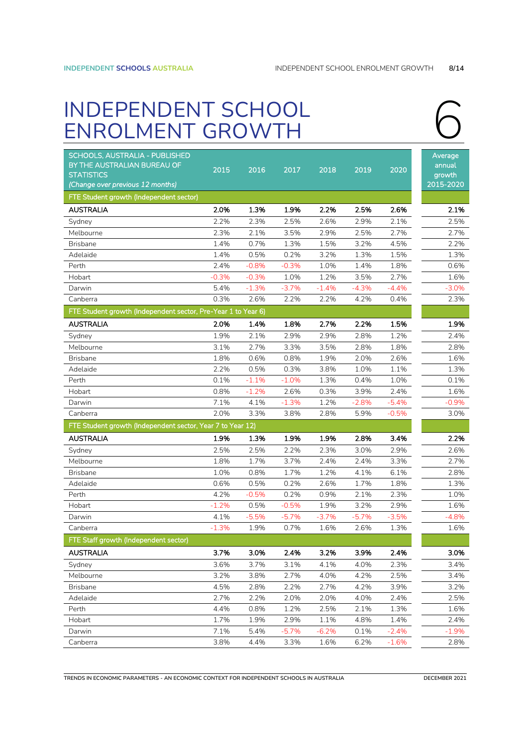# INDEPENDENT SCHOOL ENROLMENT GROWTH

6

| SCHOOLS, AUSTRALIA - PUBLISHED BY THE AUSTRALIAN BUREAU OF STATISTICS *(Change over previous 12 months)* | 2015 | 2016 | 2017 | 2018 | 2019 | 2020 | Average annual growth 2015-2020 |
|---|---|---|---|---|---|---|---|
| FTE Student growth (Independent sector) | | | | | | | |
| **AUSTRALIA** | **2.0%** | **1.3%** | **1.9%** | **2.2%** | **2.5%** | **2.6%** | **2.1%** |
| Sydney | 2.2% | 2.3% | 2.5% | 2.6% | 2.9% | 2.1% | 2.5% |
| Melbourne | 2.3% | 2.1% | 3.5% | 2.9% | 2.5% | 2.7% | 2.7% |
| Brisbane | 1.4% | 0.7% | 1.3% | 1.5% | 3.2% | 4.5% | 2.2% |
| Adelaide | 1.4% | 0.5% | 0.2% | 3.2% | 1.3% | 1.5% | 1.3% |
| Perth | 2.4% | -0.8% | -0.3% | 1.0% | 1.4% | 1.8% | 0.6% |
| Hobart | -0.3% | -0.3% | 1.0% | 1.2% | 3.5% | 2.7% | 1.6% |
| Darwin | 5.4% | -1.3% | -3.7% | -1.4% | -4.3% | -4.4% | -3.0% |
| Canberra | 0.3% | 2.6% | 2.2% | 2.2% | 4.2% | 0.4% | 2.3% |
| FTE Student growth (Independent sector, Pre-Year 1 to Year 6) | | | | | | | |
| **AUSTRALIA** | **2.0%** | **1.4%** | **1.8%** | **2.7%** | **2.2%** | **1.5%** | **1.9%** |
| Sydney | 1.9% | 2.1% | 2.9% | 2.9% | 2.8% | 1.2% | 2.4% |
| Melbourne | 3.1% | 2.7% | 3.3% | 3.5% | 2.8% | 1.8% | 2.8% |
| Brisbane | 1.8% | 0.6% | 0.8% | 1.9% | 2.0% | 2.6% | 1.6% |
| Adelaide | 2.2% | 0.5% | 0.3% | 3.8% | 1.0% | 1.1% | 1.3% |
| Perth | 0.1% | -1.1% | -1.0% | 1.3% | 0.4% | 1.0% | 0.1% |
| Hobart | 0.8% | -1.2% | 2.6% | 0.3% | 3.9% | 2.4% | 1.6% |
| Darwin | 7.1% | 4.1% | -1.3% | 1.2% | -2.8% | -5.4% | -0.9% |
| Canberra | 2.0% | 3.3% | 3.8% | 2.8% | 5.9% | -0.5% | 3.0% |
| FTE Student growth (Independent sector, Year 7 to Year 12) | | | | | | | |
| **AUSTRALIA** | **1.9%** | **1.3%** | **1.9%** | **1.9%** | **2.8%** | **3.4%** | **2.2%** |
| Sydney | 2.5% | 2.5% | 2.2% | 2.3% | 3.0% | 2.9% | 2.6% |
| Melbourne | 1.8% | 1.7% | 3.7% | 2.4% | 2.4% | 3.3% | 2.7% |
| Brisbane | 1.0% | 0.8% | 1.7% | 1.2% | 4.1% | 6.1% | 2.8% |
| Adelaide | 0.6% | 0.5% | 0.2% | 2.6% | 1.7% | 1.8% | 1.3% |
| Perth | 4.2% | -0.5% | 0.2% | 0.9% | 2.1% | 2.3% | 1.0% |
| Hobart | -1.2% | 0.5% | -0.5% | 1.9% | 3.2% | 2.9% | 1.6% |
| Darwin | 4.1% | -5.5% | -5.7% | -3.7% | -5.7% | -3.5% | -4.8% |
| Canberra | -1.3% | 1.9% | 0.7% | 1.6% | 2.6% | 1.3% | 1.6% |
| FTE Staff growth (Independent sector) | | | | | | | |
| **AUSTRALIA** | **3.7%** | **3.0%** | **2.4%** | **3.2%** | **3.9%** | **2.4%** | **3.0%** |
| Sydney | 3.6% | 3.7% | 3.1% | 4.1% | 4.0% | 2.3% | 3.4% |
| Melbourne | 3.2% | 3.8% | 2.7% | 4.0% | 4.2% | 2.5% | 3.4% |
| Brisbane | 4.5% | 2.8% | 2.2% | 2.7% | 4.2% | 3.9% | 3.2% |
| Adelaide | 2.7% | 2.2% | 2.0% | 2.0% | 4.0% | 2.4% | 2.5% |
| Perth | 4.4% | 0.8% | 1.2% | 2.5% | 2.1% | 1.3% | 1.6% |
| Hobart | 1.7% | 1.9% | 2.9% | 1.1% | 4.8% | 1.4% | 2.4% |
| Darwin | 7.1% | 5.4% | -5.7% | -6.2% | 0.1% | -2.4% | -1.9% |
| Canberra | 3.8% | 4.4% | 3.3% | 1.6% | 6.2% | -1.6% | 2.8% |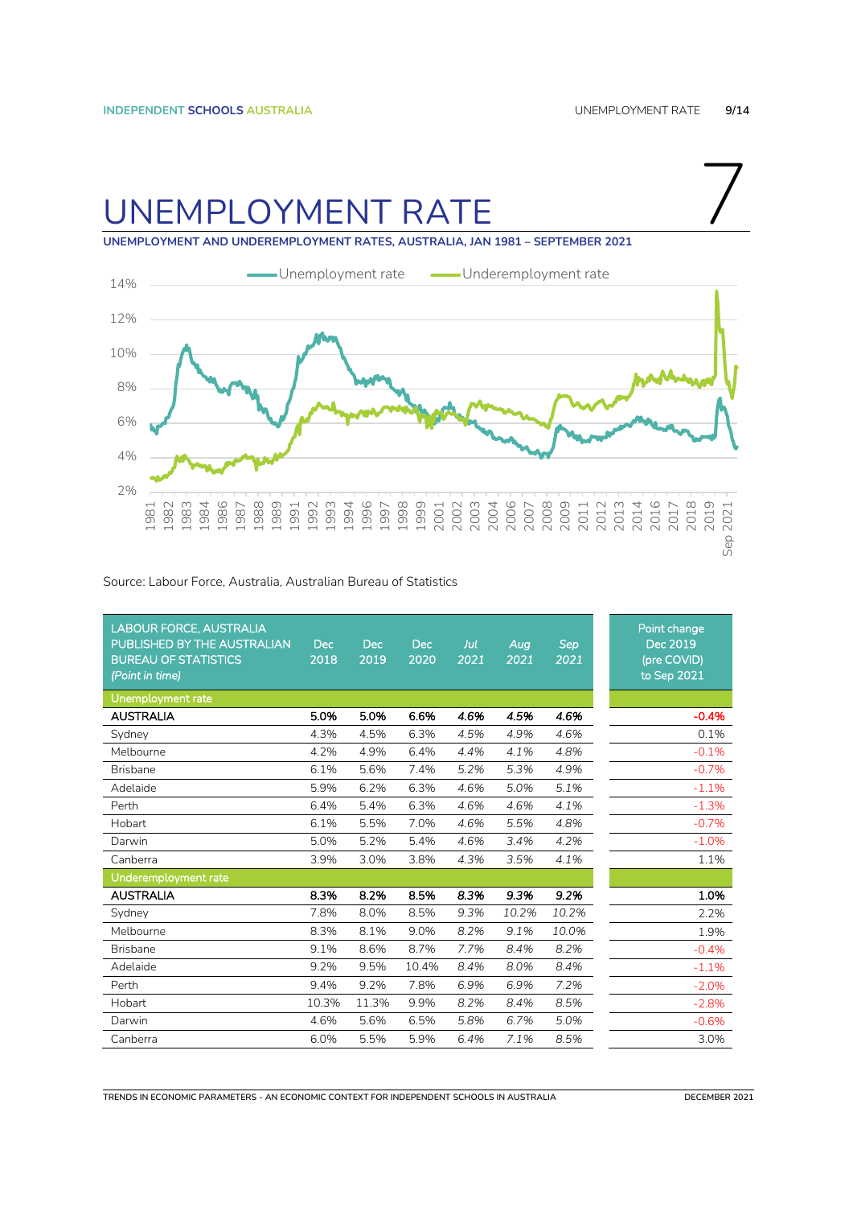# UNEMPLOYMENT RATE

7

**UNEMPLOYMENT AND UNDEREMPLOYMENT RATES, AUSTRALIA, JAN 1981 – SEPTEMBER 2021**

Source: Labour Force, Australia, Australian Bureau of Statistics

| LABOUR FORCE, AUSTRALIA PUBLISHED BY THE AUSTRALIAN BUREAU OF STATISTICS *(Point in time)* | Dec 2018 | Dec 2019 | Dec 2020 | *Jul 2021* | *Aug 2021* | *Sep 2021* | Point change Dec 2019 (pre COVID) to Sep 2021 |
|---|---|---|---|---|---|---|---|
| **Unemployment rate** | | | | | | | |
| **AUSTRALIA** | **5.0%** | **5.0%** | **6.6%** | ***4.6%*** | ***4.5%*** | ***4.6%*** | **-0.4%** |
| Sydney | 4.3% | 4.5% | 6.3% | *4.5%* | *4.9%* | *4.6%* | 0.1% |
| Melbourne | 4.2% | 4.9% | 6.4% | *4.4%* | *4.1%* | *4.8%* | -0.1% |
| Brisbane | 6.1% | 5.6% | 7.4% | *5.2%* | *5.3%* | *4.9%* | -0.7% |
| Adelaide | 5.9% | 6.2% | 6.3% | *4.6%* | *5.0%* | *5.1%* | -1.1% |
| Perth | 6.4% | 5.4% | 6.3% | *4.6%* | *4.6%* | *4.1%* | -1.3% |
| Hobart | 6.1% | 5.5% | 7.0% | *4.6%* | *5.5%* | *4.8%* | -0.7% |
| Darwin | 5.0% | 5.2% | 5.4% | *4.6%* | *3.4%* | *4.2%* | -1.0% |
| Canberra | 3.9% | 3.0% | 3.8% | *4.3%* | *3.5%* | *4.1%* | 1.1% |
| **Underemployment rate** | | | | | | | |
| **AUSTRALIA** | **8.3%** | **8.2%** | **8.5%** | ***8.3%*** | ***9.3%*** | ***9.2%*** | **1.0%** |
| Sydney | 7.8% | 8.0% | 8.5% | *9.3%* | *10.2%* | *10.2%* | 2.2% |
| Melbourne | 8.3% | 8.1% | 9.0% | *8.2%* | *9.1%* | *10.0%* | 1.9% |
| Brisbane | 9.1% | 8.6% | 8.7% | *7.7%* | *8.4%* | *8.2%* | -0.4% |
| Adelaide | 9.2% | 9.5% | 10.4% | *8.4%* | *8.0%* | *8.4%* | -1.1% |
| Perth | 9.4% | 9.2% | 7.8% | *6.9%* | *6.9%* | *7.2%* | -2.0% |
| Hobart | 10.3% | 11.3% | 9.9% | *8.2%* | *8.4%* | *8.5%* | -2.8% |
| Darwin | 4.6% | 5.6% | 6.5% | *5.8%* | *6.7%* | *5.0%* | -0.6% |
| Canberra | 6.0% | 5.5% | 5.9% | *6.4%* | *7.1%* | *8.5%* | 3.0% |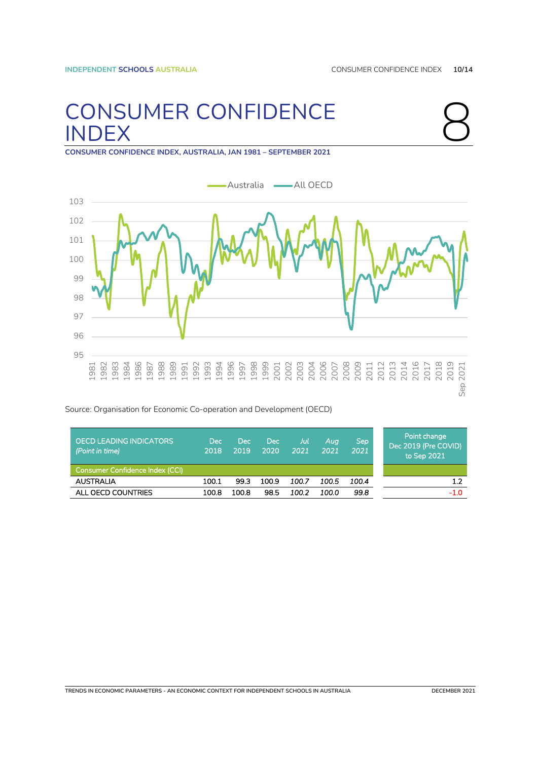# CONSUMER CONFIDENCE INDEX

8

**CONSUMER CONFIDENCE INDEX, AUSTRALIA, JAN 1981 – SEPTEMBER 2021**

Source: Organisation for Economic Co-operation and Development (OECD)

| OECD LEADING INDICATORS *(Point in time)* | Dec 2018 | Dec 2019 | Dec 2020 | *Jul 2021* | *Aug 2021* | *Sep 2021* | Point change Dec 2019 (Pre COVID) to Sep 2021 |
|---|---|---|---|---|---|---|---|
| Consumer Confidence Index (CCI) | | | | | | | |
| AUSTRALIA | 100.1 | 99.3 | 100.9 | *100.7* | *100.5* | *100.4* | 1.2 |
| ALL OECD COUNTRIES | 100.8 | 100.8 | 98.5 | *100.2* | *100.0* | *99.8* | -1.0 |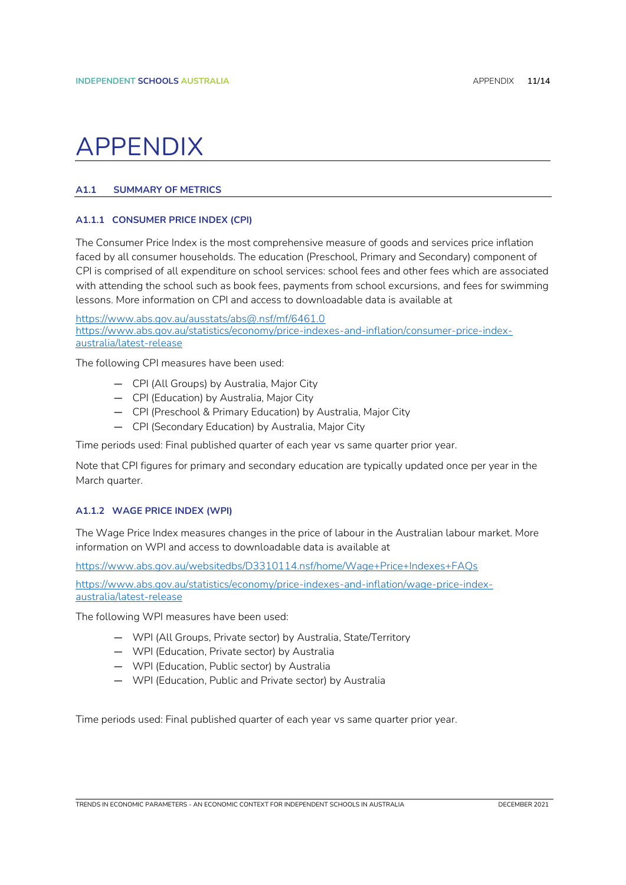# APPENDIX

## A1.1 SUMMARY OF METRICS

### A1.1.1 CONSUMER PRICE INDEX (CPI)

The Consumer Price Index is the most comprehensive measure of goods and services price inflation faced by all consumer households. The education (Preschool, Primary and Secondary) component of CPI is comprised of all expenditure on school services: school fees and other fees which are associated with attending the school such as book fees, payments from school excursions, and fees for swimming lessons. More information on CPI and access to downloadable data is available at

https://www.abs.gov.au/ausstats/abs@.nsf/mf/6461.0
https://www.abs.gov.au/statistics/economy/price-indexes-and-inflation/consumer-price-index-australia/latest-release

The following CPI measures have been used:

- CPI (All Groups) by Australia, Major City
- CPI (Education) by Australia, Major City
- CPI (Preschool & Primary Education) by Australia, Major City
- CPI (Secondary Education) by Australia, Major City

Time periods used: Final published quarter of each year vs same quarter prior year.

Note that CPI figures for primary and secondary education are typically updated once per year in the March quarter.

### A1.1.2 WAGE PRICE INDEX (WPI)

The Wage Price Index measures changes in the price of labour in the Australian labour market. More information on WPI and access to downloadable data is available at

https://www.abs.gov.au/websitedbs/D3310114.nsf/home/Wage+Price+Indexes+FAQs

https://www.abs.gov.au/statistics/economy/price-indexes-and-inflation/wage-price-index-australia/latest-release

The following WPI measures have been used:

- WPI (All Groups, Private sector) by Australia, State/Territory
- WPI (Education, Private sector) by Australia
- WPI (Education, Public sector) by Australia
- WPI (Education, Public and Private sector) by Australia

Time periods used: Final published quarter of each year vs same quarter prior year.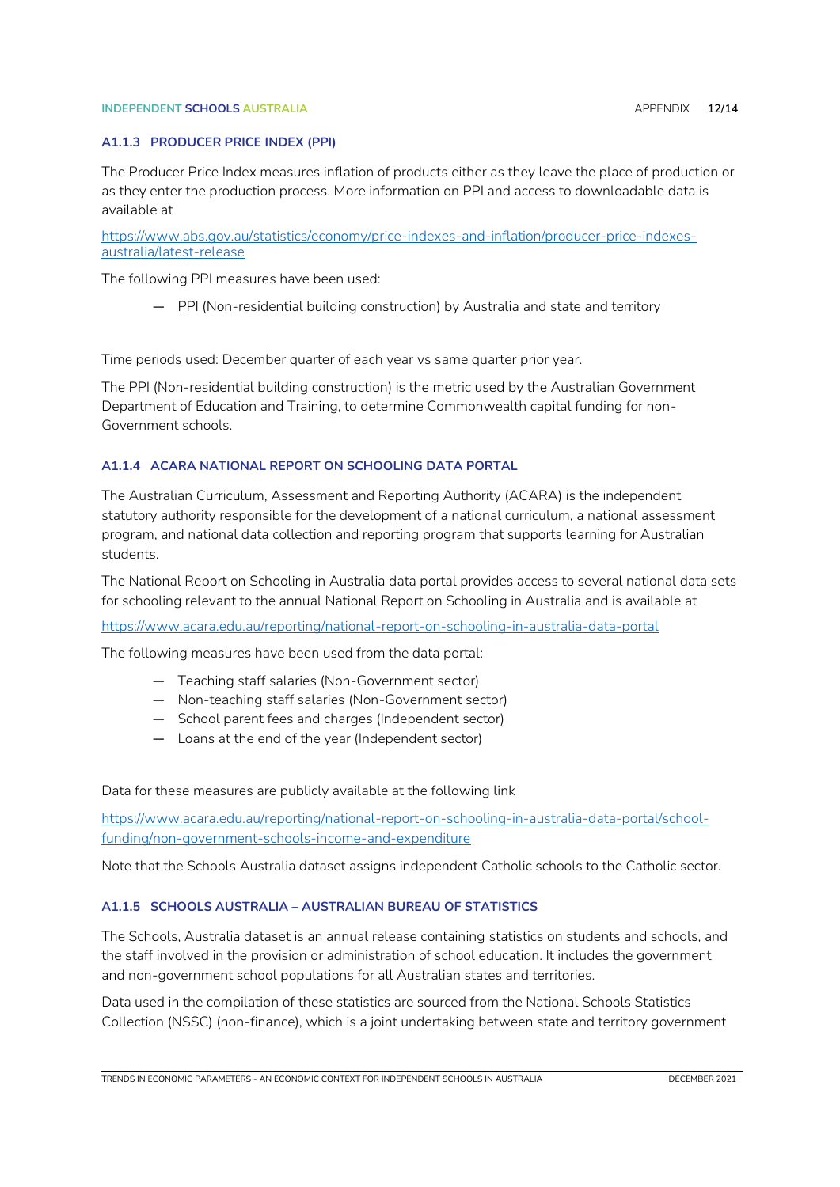### A1.1.3 PRODUCER PRICE INDEX (PPI)

The Producer Price Index measures inflation of products either as they leave the place of production or as they enter the production process. More information on PPI and access to downloadable data is available at

https://www.abs.gov.au/statistics/economy/price-indexes-and-inflation/producer-price-indexes-australia/latest-release

The following PPI measures have been used:

- PPI (Non-residential building construction) by Australia and state and territory

Time periods used: December quarter of each year vs same quarter prior year.

The PPI (Non-residential building construction) is the metric used by the Australian Government Department of Education and Training, to determine Commonwealth capital funding for non-Government schools.

### A1.1.4 ACARA NATIONAL REPORT ON SCHOOLING DATA PORTAL

The Australian Curriculum, Assessment and Reporting Authority (ACARA) is the independent statutory authority responsible for the development of a national curriculum, a national assessment program, and national data collection and reporting program that supports learning for Australian students.

The National Report on Schooling in Australia data portal provides access to several national data sets for schooling relevant to the annual National Report on Schooling in Australia and is available at

https://www.acara.edu.au/reporting/national-report-on-schooling-in-australia-data-portal

The following measures have been used from the data portal:

- Teaching staff salaries (Non-Government sector)
- Non-teaching staff salaries (Non-Government sector)
- School parent fees and charges (Independent sector)
- Loans at the end of the year (Independent sector)

Data for these measures are publicly available at the following link

https://www.acara.edu.au/reporting/national-report-on-schooling-in-australia-data-portal/school-funding/non-government-schools-income-and-expenditure

Note that the Schools Australia dataset assigns independent Catholic schools to the Catholic sector.

### A1.1.5 SCHOOLS AUSTRALIA – AUSTRALIAN BUREAU OF STATISTICS

The Schools, Australia dataset is an annual release containing statistics on students and schools, and the staff involved in the provision or administration of school education. It includes the government and non-government school populations for all Australian states and territories.

Data used in the compilation of these statistics are sourced from the National Schools Statistics Collection (NSSC) (non-finance), which is a joint undertaking between state and territory government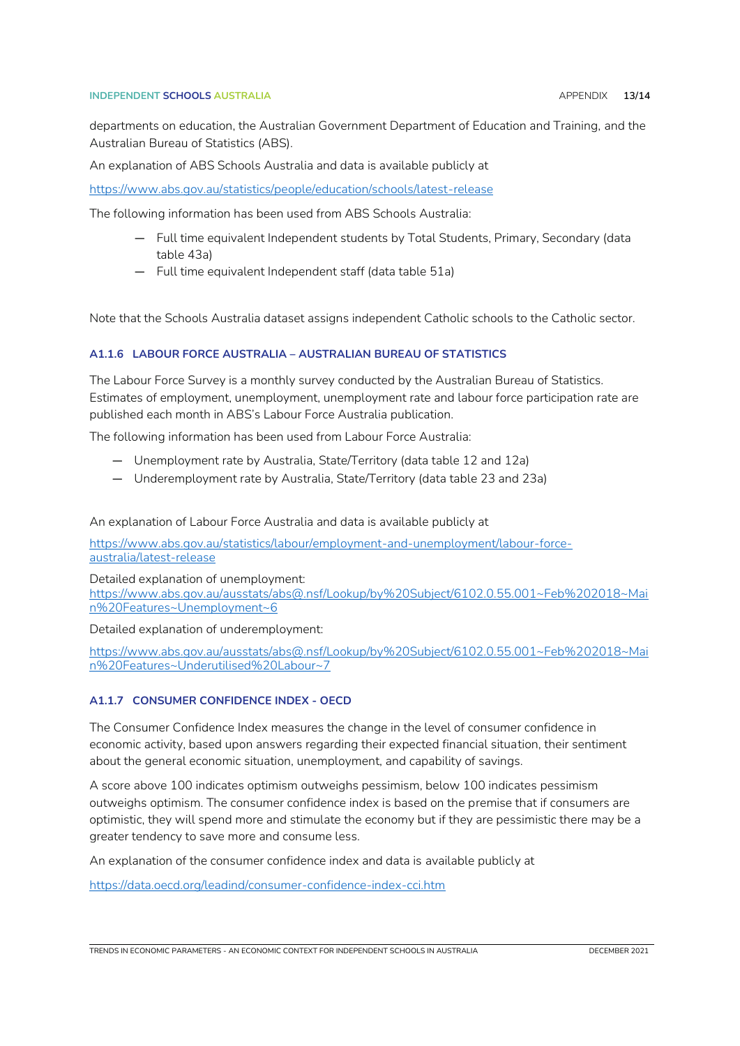departments on education, the Australian Government Department of Education and Training, and the Australian Bureau of Statistics (ABS).

An explanation of ABS Schools Australia and data is available publicly at

https://www.abs.gov.au/statistics/people/education/schools/latest-release

The following information has been used from ABS Schools Australia:

- Full time equivalent Independent students by Total Students, Primary, Secondary (data table 43a)
- Full time equivalent Independent staff (data table 51a)

Note that the Schools Australia dataset assigns independent Catholic schools to the Catholic sector.

### A1.1.6 LABOUR FORCE AUSTRALIA – AUSTRALIAN BUREAU OF STATISTICS

The Labour Force Survey is a monthly survey conducted by the Australian Bureau of Statistics. Estimates of employment, unemployment, unemployment rate and labour force participation rate are published each month in ABS's Labour Force Australia publication.

The following information has been used from Labour Force Australia:

- Unemployment rate by Australia, State/Territory (data table 12 and 12a)
- Underemployment rate by Australia, State/Territory (data table 23 and 23a)

An explanation of Labour Force Australia and data is available publicly at

https://www.abs.gov.au/statistics/labour/employment-and-unemployment/labour-force-australia/latest-release

Detailed explanation of unemployment:
https://www.abs.gov.au/ausstats/abs@.nsf/Lookup/by%20Subject/6102.0.55.001~Feb%202018~Main%20Features~Unemployment~6

Detailed explanation of underemployment:

https://www.abs.gov.au/ausstats/abs@.nsf/Lookup/by%20Subject/6102.0.55.001~Feb%202018~Main%20Features~Underutilised%20Labour~7

### A1.1.7 CONSUMER CONFIDENCE INDEX - OECD

The Consumer Confidence Index measures the change in the level of consumer confidence in economic activity, based upon answers regarding their expected financial situation, their sentiment about the general economic situation, unemployment, and capability of savings.

A score above 100 indicates optimism outweighs pessimism, below 100 indicates pessimism outweighs optimism. The consumer confidence index is based on the premise that if consumers are optimistic, they will spend more and stimulate the economy but if they are pessimistic there may be a greater tendency to save more and consume less.

An explanation of the consumer confidence index and data is available publicly at

https://data.oecd.org/leadind/consumer-confidence-index-cci.htm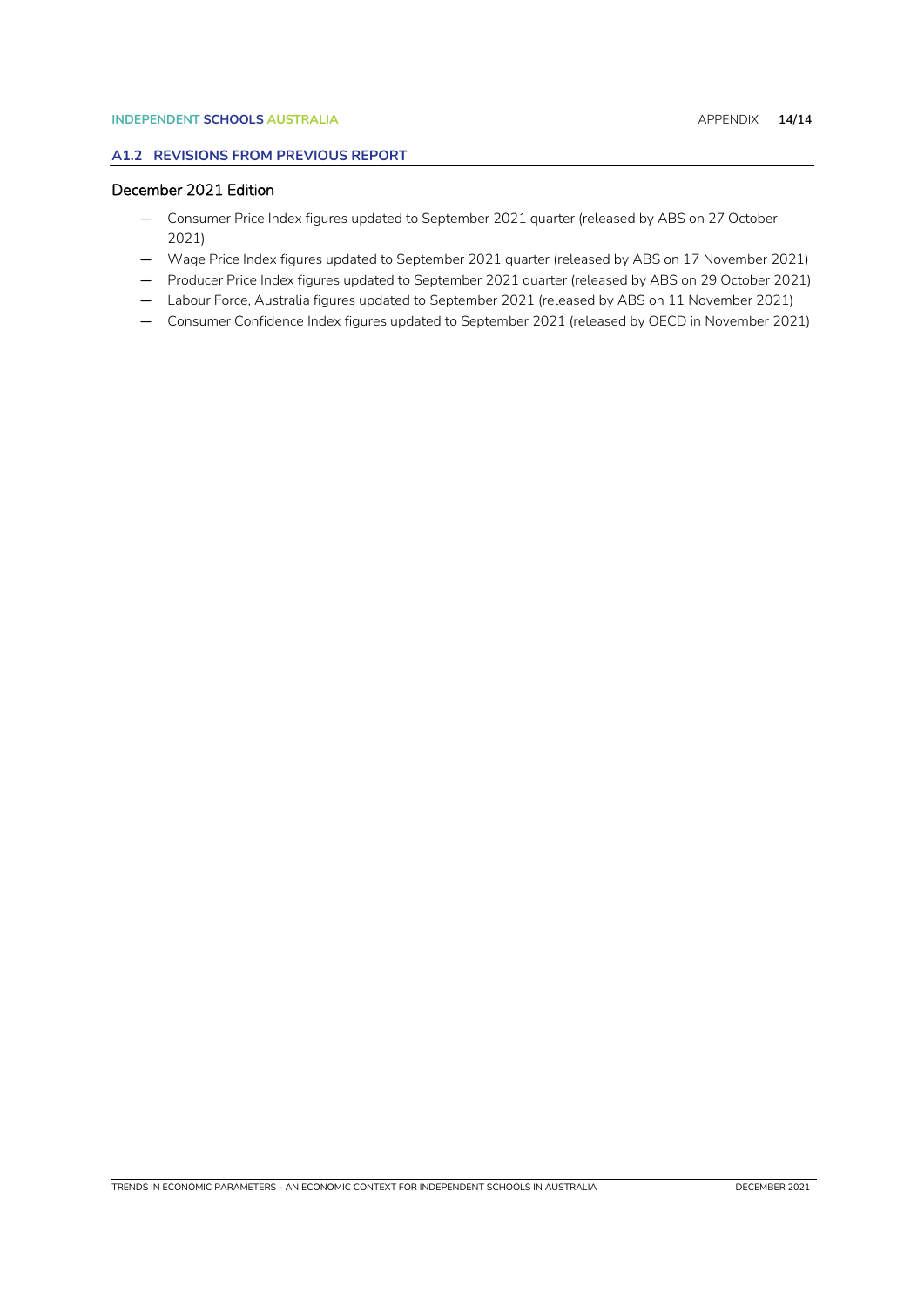## A1.2 REVISIONS FROM PREVIOUS REPORT

### December 2021 Edition

- Consumer Price Index figures updated to September 2021 quarter (released by ABS on 27 October 2021)
- Wage Price Index figures updated to September 2021 quarter (released by ABS on 17 November 2021)
- Producer Price Index figures updated to September 2021 quarter (released by ABS on 29 October 2021)
- Labour Force, Australia figures updated to September 2021 (released by ABS on 11 November 2021)
- Consumer Confidence Index figures updated to September 2021 (released by OECD in November 2021)